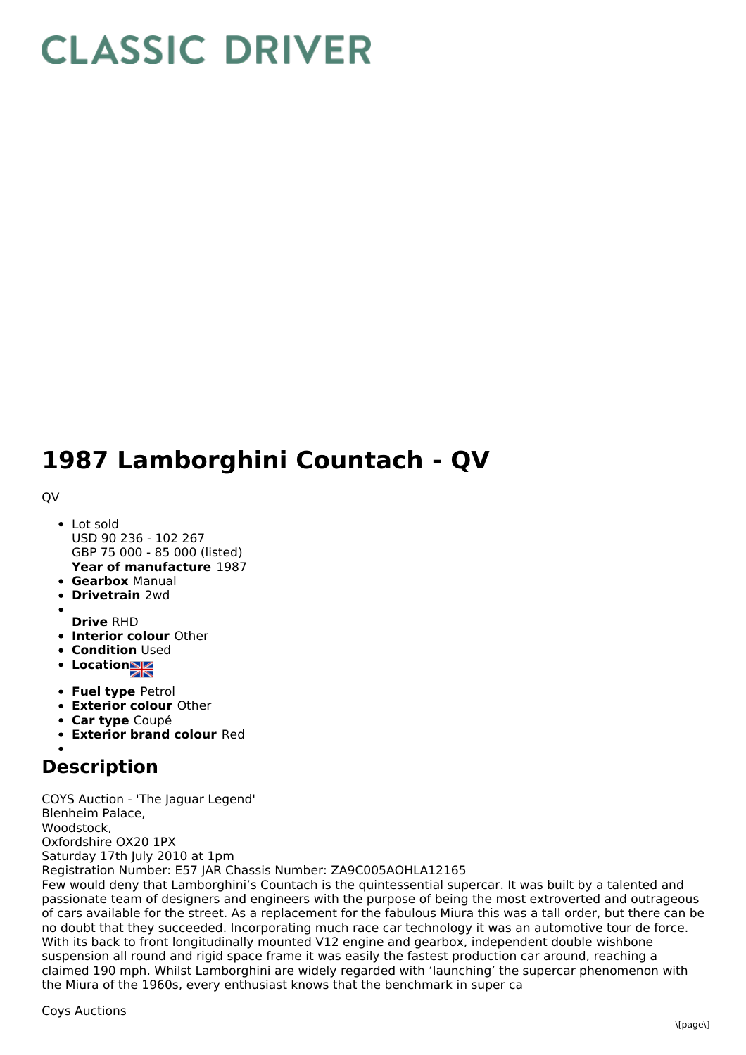# CLASSIC DRIVER

# 1987 Lamborghini Countach - QV

QV

- Lot sold
  USD 90 236 - 102 267
  GBP 75 000 - 85 000 (listed)
  **Year of manufacture** 1987
- **Gearbox** Manual
- **Drivetrain** 2wd
- **Drive** RHD
- **Interior colour** Other
- **Condition** Used
- **Location**
- **Fuel type** Petrol
- **Exterior colour** Other
- **Car type** Coupé
- **Exterior brand colour** Red

## Description

COYS Auction - 'The Jaguar Legend'
Blenheim Palace,
Woodstock,
Oxfordshire OX20 1PX
Saturday 17th July 2010 at 1pm
Registration Number: E57 JAR Chassis Number: ZA9C005AOHLA12165
Few would deny that Lamborghini's Countach is the quintessential supercar. It was built by a talented and passionate team of designers and engineers with the purpose of being the most extroverted and outrageous of cars available for the street. As a replacement for the fabulous Miura this was a tall order, but there can be no doubt that they succeeded. Incorporating much race car technology it was an automotive tour de force. With its back to front longitudinally mounted V12 engine and gearbox, independent double wishbone suspension all round and rigid space frame it was easily the fastest production car around, reaching a claimed 190 mph. Whilst Lamborghini are widely regarded with 'launching' the supercar phenomenon with the Miura of the 1960s, every enthusiast knows that the benchmark in super ca

Coys Auctions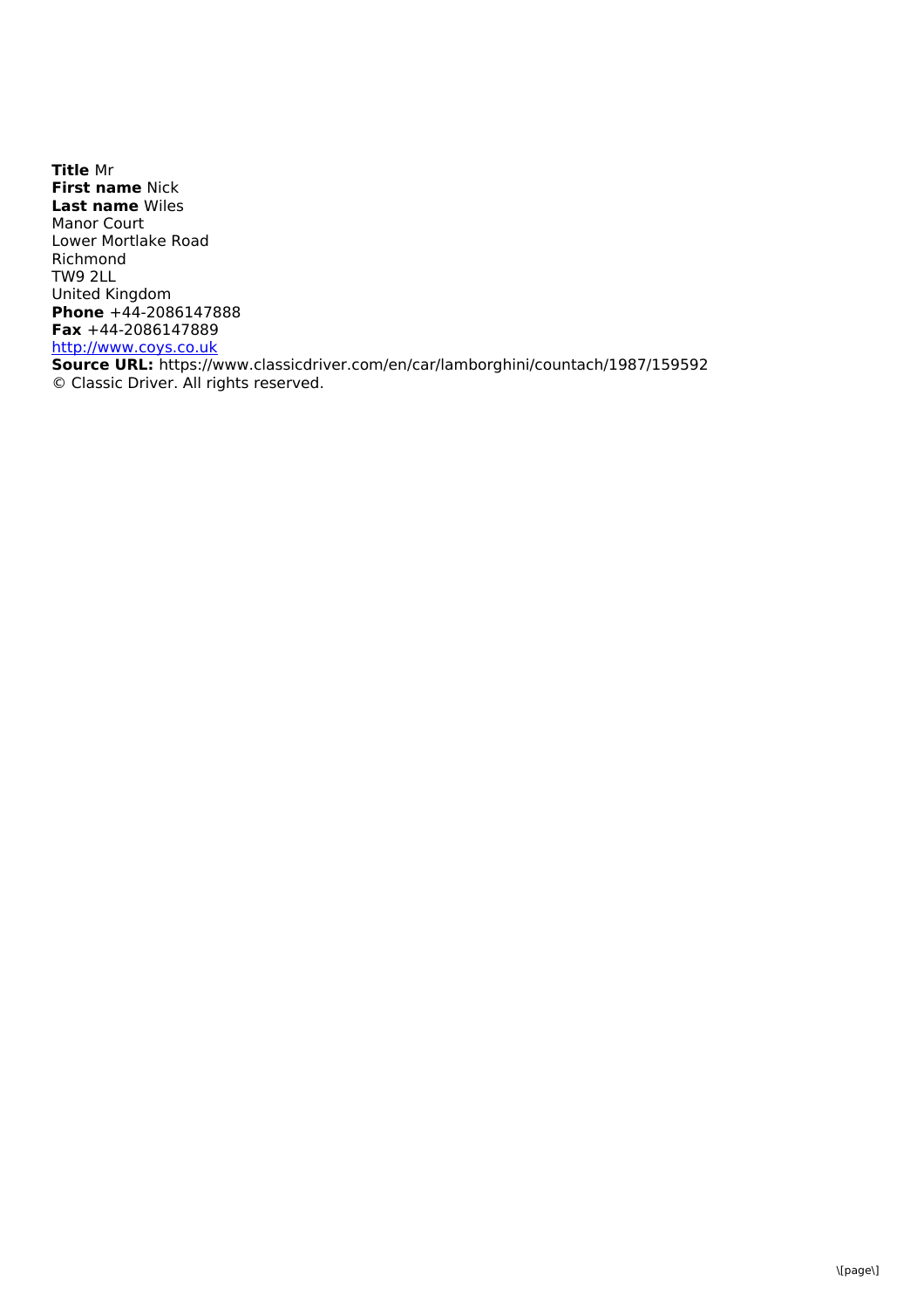**Title** Mr
**First name** Nick
**Last name** Wiles
Manor Court
Lower Mortlake Road
Richmond
TW9 2LL
United Kingdom
**Phone** +44-2086147888
**Fax** +44-2086147889
[http://www.coys.co.uk](http://www.coys.co.uk)
**Source URL:** https://www.classicdriver.com/en/car/lamborghini/countach/1987/159592
© Classic Driver. All rights reserved.